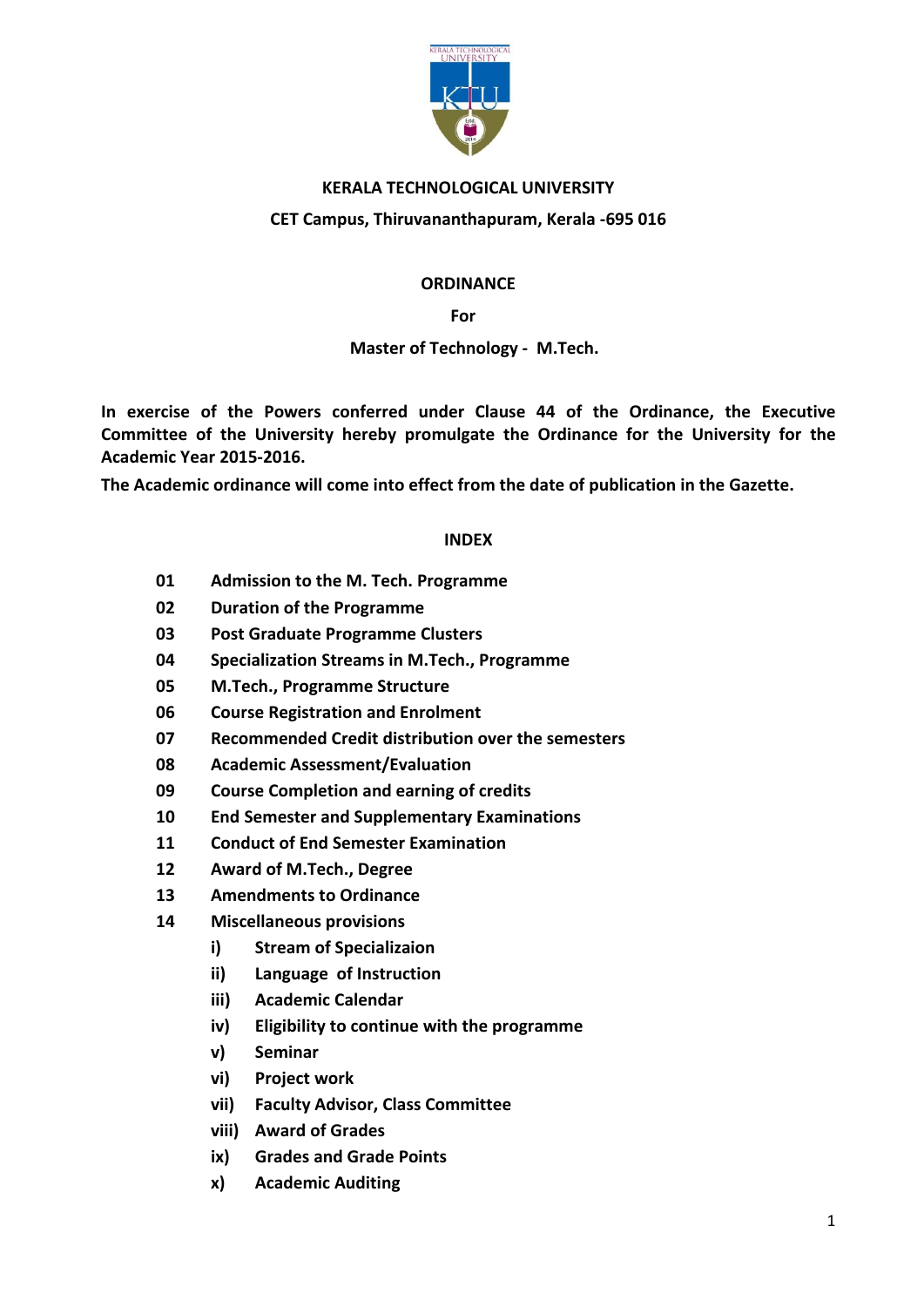**KERALA TECHNOLOGICAL UNIVERSITY**

**CET Campus, Thiruvananthapuram, Kerala -695 016**

# ORDINANCE

**For**

**Master of Technology - M.Tech.**

**In exercise of the Powers conferred under Clause 44 of the Ordinance, the Executive Committee of the University hereby promulgate the Ordinance for the University for the Academic Year 2015-2016.**

**The Academic ordinance will come into effect from the date of publication in the Gazette.**

## INDEX

**01** **Admission to the M. Tech. Programme**

**02** **Duration of the Programme**

**03** **Post Graduate Programme Clusters**

**04** **Specialization Streams in M.Tech., Programme**

**05** **M.Tech., Programme Structure**

**06** **Course Registration and Enrolment**

**07** **Recommended Credit distribution over the semesters**

**08** **Academic Assessment/Evaluation**

**09** **Course Completion and earning of credits**

**10** **End Semester and Supplementary Examinations**

**11** **Conduct of End Semester Examination**

**12** **Award of M.Tech., Degree**

**13** **Amendments to Ordinance**

**14** **Miscellaneous provisions**

- **i)** **Stream of Specializaion**
- **ii)** **Language of Instruction**
- **iii)** **Academic Calendar**
- **iv)** **Eligibility to continue with the programme**
- **v)** **Seminar**
- **vi)** **Project work**
- **vii)** **Faculty Advisor, Class Committee**
- **viii)** **Award of Grades**
- **ix)** **Grades and Grade Points**
- **x)** **Academic Auditing**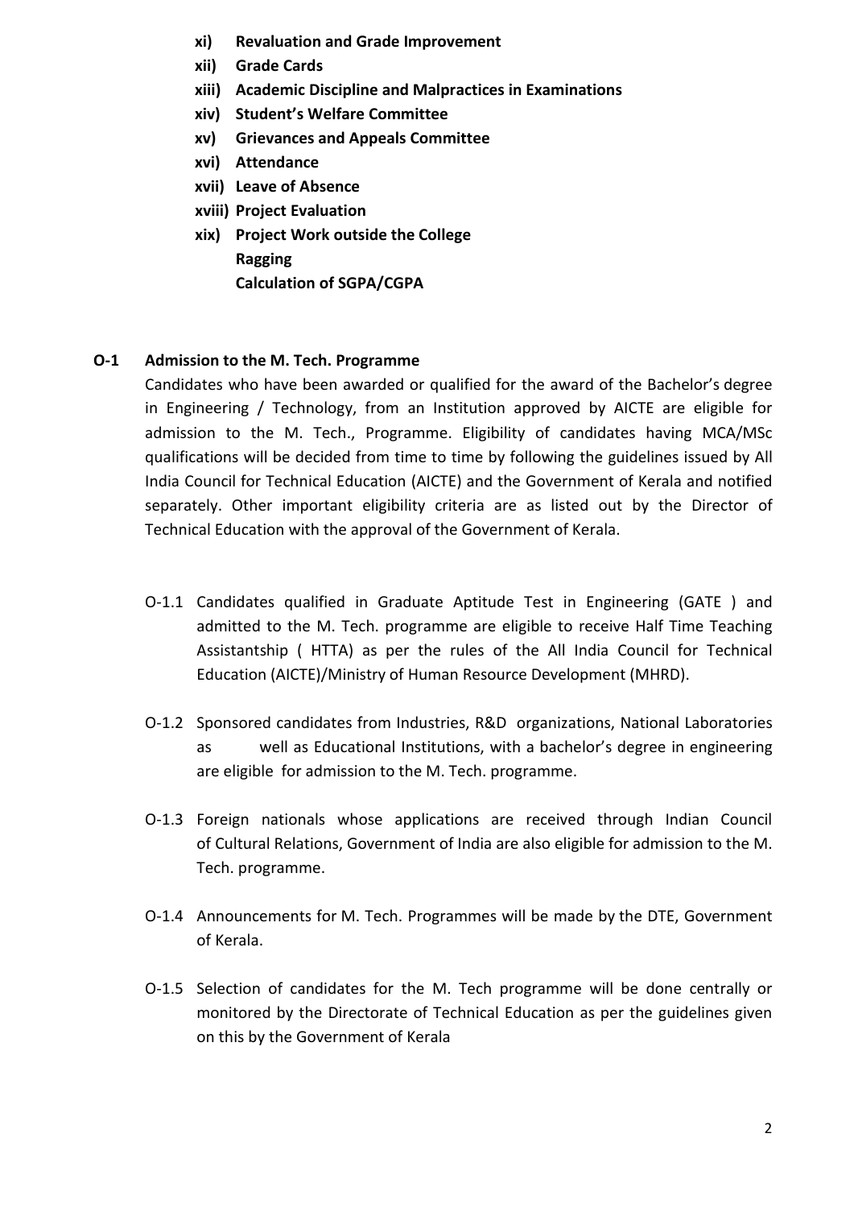- **xi) Revaluation and Grade Improvement**
- **xii) Grade Cards**
- **xiii) Academic Discipline and Malpractices in Examinations**
- **xiv) Student's Welfare Committee**
- **xv) Grievances and Appeals Committee**
- **xvi) Attendance**
- **xvii) Leave of Absence**
- **xviii) Project Evaluation**
- **xix) Project Work outside the College**
  **Ragging**
  **Calculation of SGPA/CGPA**

## O-1 Admission to the M. Tech. Programme

Candidates who have been awarded or qualified for the award of the Bachelor's degree in Engineering / Technology, from an Institution approved by AICTE are eligible for admission to the M. Tech., Programme. Eligibility of candidates having MCA/MSc qualifications will be decided from time to time by following the guidelines issued by All India Council for Technical Education (AICTE) and the Government of Kerala and notified separately. Other important eligibility criteria are as listed out by the Director of Technical Education with the approval of the Government of Kerala.

O-1.1 Candidates qualified in Graduate Aptitude Test in Engineering (GATE ) and admitted to the M. Tech. programme are eligible to receive Half Time Teaching Assistantship ( HTTA) as per the rules of the All India Council for Technical Education (AICTE)/Ministry of Human Resource Development (MHRD).

O-1.2 Sponsored candidates from Industries, R&D organizations, National Laboratories as well as Educational Institutions, with a bachelor's degree in engineering are eligible for admission to the M. Tech. programme.

O-1.3 Foreign nationals whose applications are received through Indian Council of Cultural Relations, Government of India are also eligible for admission to the M. Tech. programme.

O-1.4 Announcements for M. Tech. Programmes will be made by the DTE, Government of Kerala.

O-1.5 Selection of candidates for the M. Tech programme will be done centrally or monitored by the Directorate of Technical Education as per the guidelines given on this by the Government of Kerala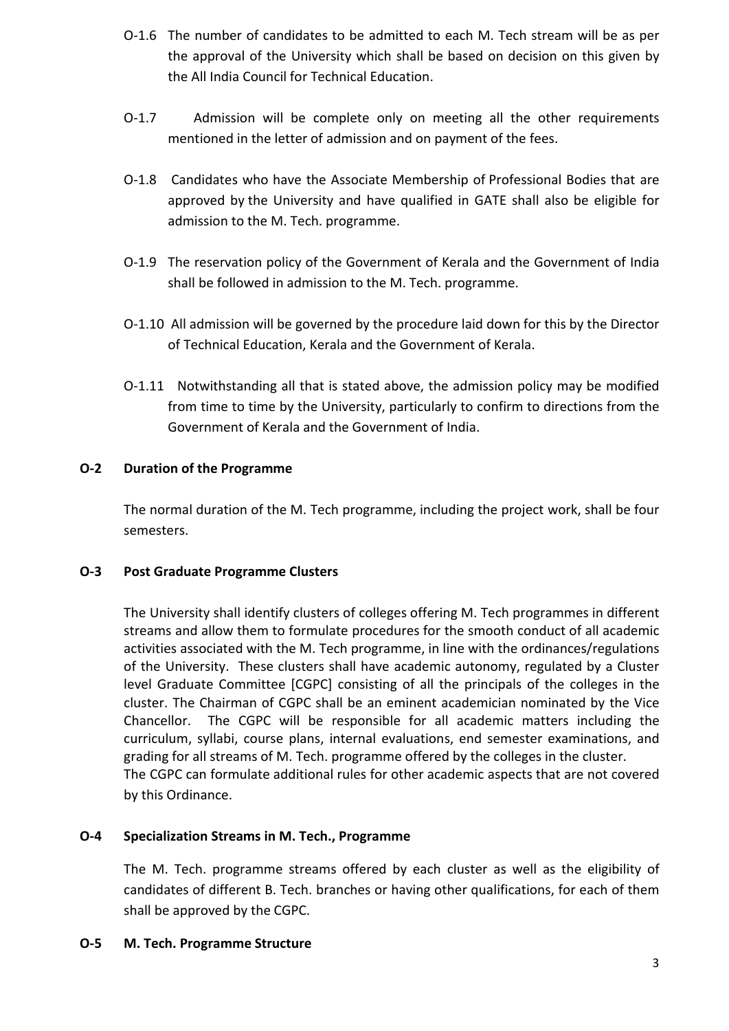O-1.6 The number of candidates to be admitted to each M. Tech stream will be as per the approval of the University which shall be based on decision on this given by the All India Council for Technical Education.

O-1.7 Admission will be complete only on meeting all the other requirements mentioned in the letter of admission and on payment of the fees.

O-1.8 Candidates who have the Associate Membership of Professional Bodies that are approved by the University and have qualified in GATE shall also be eligible for admission to the M. Tech. programme.

O-1.9 The reservation policy of the Government of Kerala and the Government of India shall be followed in admission to the M. Tech. programme.

O-1.10 All admission will be governed by the procedure laid down for this by the Director of Technical Education, Kerala and the Government of Kerala.

O-1.11 Notwithstanding all that is stated above, the admission policy may be modified from time to time by the University, particularly to confirm to directions from the Government of Kerala and the Government of India.

## O-2 Duration of the Programme

The normal duration of the M. Tech programme, including the project work, shall be four semesters.

## O-3 Post Graduate Programme Clusters

The University shall identify clusters of colleges offering M. Tech programmes in different streams and allow them to formulate procedures for the smooth conduct of all academic activities associated with the M. Tech programme, in line with the ordinances/regulations of the University. These clusters shall have academic autonomy, regulated by a Cluster level Graduate Committee [CGPC] consisting of all the principals of the colleges in the cluster. The Chairman of CGPC shall be an eminent academician nominated by the Vice Chancellor. The CGPC will be responsible for all academic matters including the curriculum, syllabi, course plans, internal evaluations, end semester examinations, and grading for all streams of M. Tech. programme offered by the colleges in the cluster.

The CGPC can formulate additional rules for other academic aspects that are not covered by this Ordinance.

## O-4 Specialization Streams in M. Tech., Programme

The M. Tech. programme streams offered by each cluster as well as the eligibility of candidates of different B. Tech. branches or having other qualifications, for each of them shall be approved by the CGPC.

## O-5 M. Tech. Programme Structure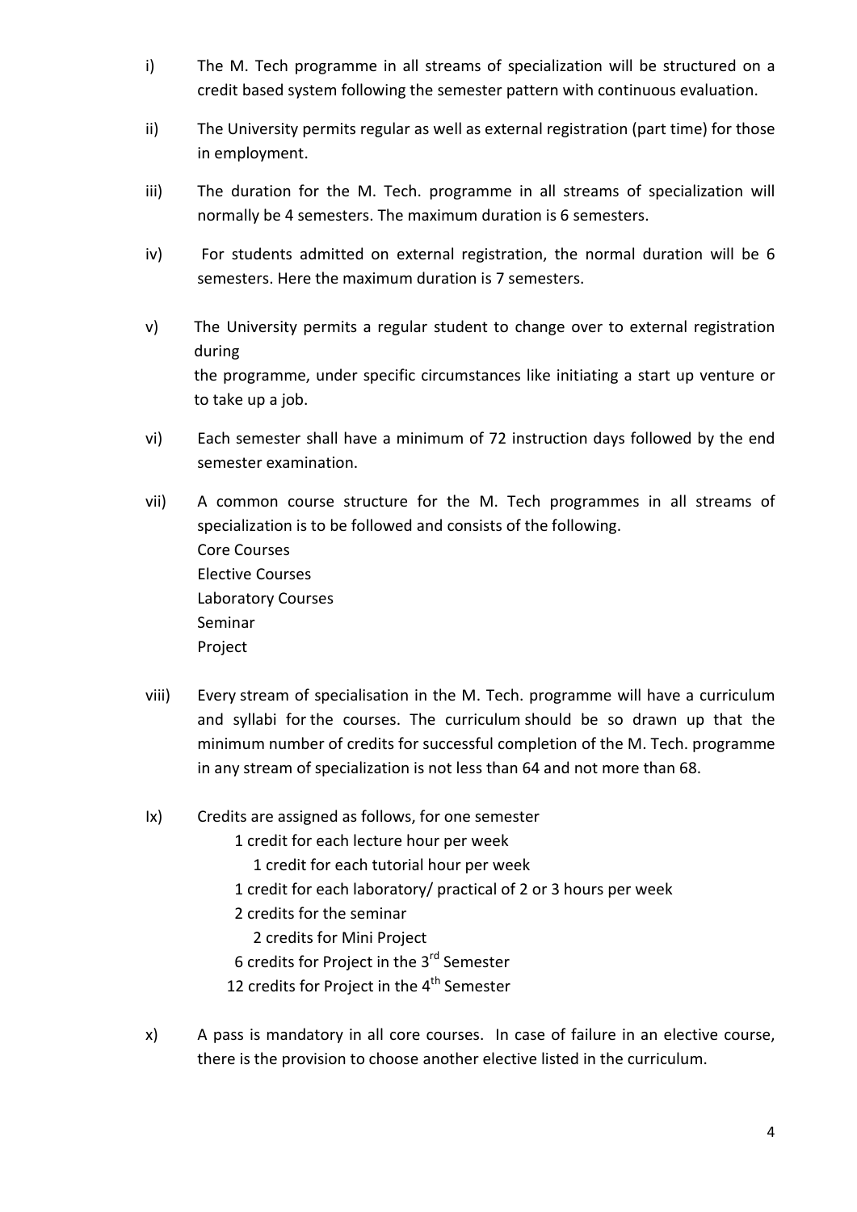i) The M. Tech programme in all streams of specialization will be structured on a credit based system following the semester pattern with continuous evaluation.

ii) The University permits regular as well as external registration (part time) for those in employment.

iii) The duration for the M. Tech. programme in all streams of specialization will normally be 4 semesters. The maximum duration is 6 semesters.

iv) For students admitted on external registration, the normal duration will be 6 semesters. Here the maximum duration is 7 semesters.

v) The University permits a regular student to change over to external registration during the programme, under specific circumstances like initiating a start up venture or to take up a job.

vi) Each semester shall have a minimum of 72 instruction days followed by the end semester examination.

vii) A common course structure for the M. Tech programmes in all streams of specialization is to be followed and consists of the following.
Core Courses
Elective Courses
Laboratory Courses
Seminar
Project

viii) Every stream of specialisation in the M. Tech. programme will have a curriculum and syllabi for the courses. The curriculum should be so drawn up that the minimum number of credits for successful completion of the M. Tech. programme in any stream of specialization is not less than 64 and not more than 68.

Ix) Credits are assigned as follows, for one semester
1 credit for each lecture hour per week
1 credit for each tutorial hour per week
1 credit for each laboratory/ practical of 2 or 3 hours per week
2 credits for the seminar
2 credits for Mini Project
6 credits for Project in the 3rd Semester
12 credits for Project in the 4th Semester

x) A pass is mandatory in all core courses. In case of failure in an elective course, there is the provision to choose another elective listed in the curriculum.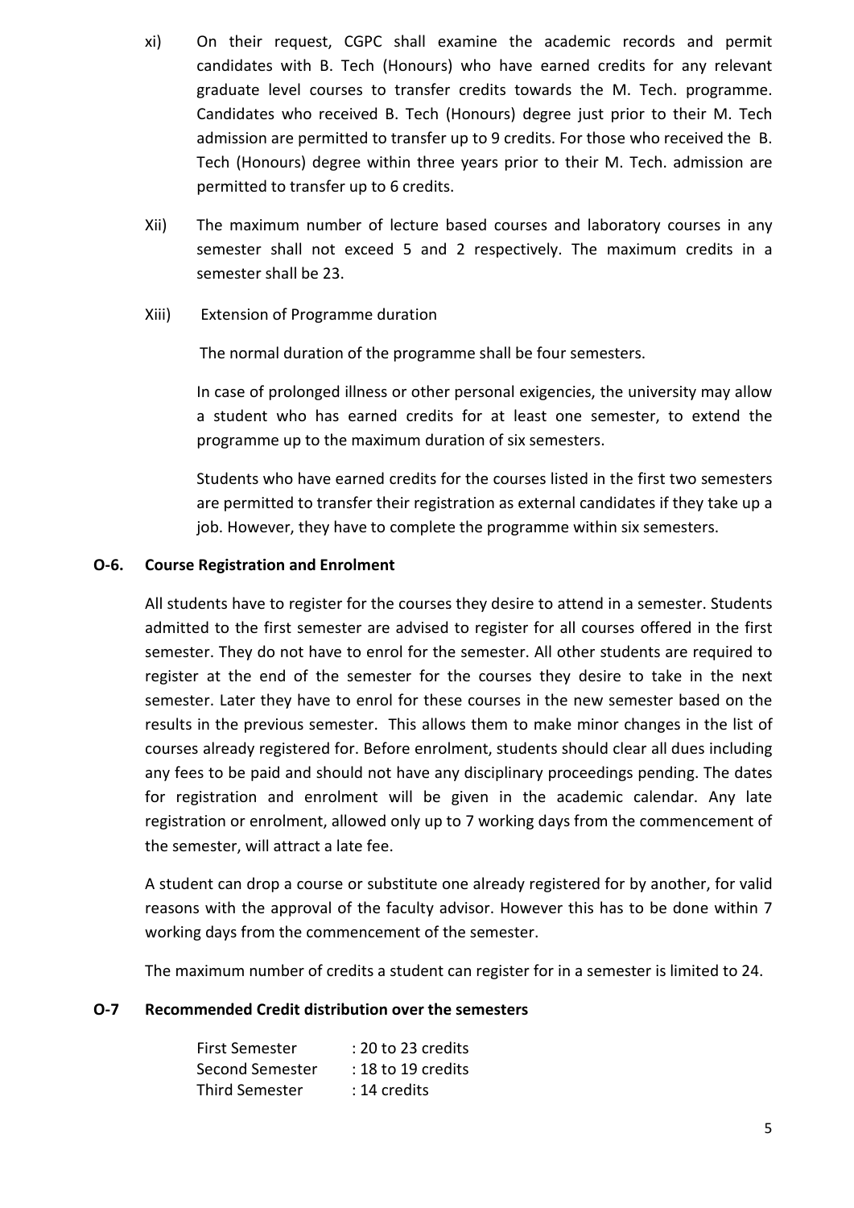xi) On their request, CGPC shall examine the academic records and permit candidates with B. Tech (Honours) who have earned credits for any relevant graduate level courses to transfer credits towards the M. Tech. programme. Candidates who received B. Tech (Honours) degree just prior to their M. Tech admission are permitted to transfer up to 9 credits. For those who received the B. Tech (Honours) degree within three years prior to their M. Tech. admission are permitted to transfer up to 6 credits.

Xii) The maximum number of lecture based courses and laboratory courses in any semester shall not exceed 5 and 2 respectively. The maximum credits in a semester shall be 23.

Xiii) Extension of Programme duration

The normal duration of the programme shall be four semesters.

In case of prolonged illness or other personal exigencies, the university may allow a student who has earned credits for at least one semester, to extend the programme up to the maximum duration of six semesters.

Students who have earned credits for the courses listed in the first two semesters are permitted to transfer their registration as external candidates if they take up a job. However, they have to complete the programme within six semesters.

## O-6. Course Registration and Enrolment

All students have to register for the courses they desire to attend in a semester. Students admitted to the first semester are advised to register for all courses offered in the first semester. They do not have to enrol for the semester. All other students are required to register at the end of the semester for the courses they desire to take in the next semester. Later they have to enrol for these courses in the new semester based on the results in the previous semester. This allows them to make minor changes in the list of courses already registered for. Before enrolment, students should clear all dues including any fees to be paid and should not have any disciplinary proceedings pending. The dates for registration and enrolment will be given in the academic calendar. Any late registration or enrolment, allowed only up to 7 working days from the commencement of the semester, will attract a late fee.

A student can drop a course or substitute one already registered for by another, for valid reasons with the approval of the faculty advisor. However this has to be done within 7 working days from the commencement of the semester.

The maximum number of credits a student can register for in a semester is limited to 24.

## O-7 Recommended Credit distribution over the semesters

First Semester : 20 to 23 credits
Second Semester : 18 to 19 credits
Third Semester : 14 credits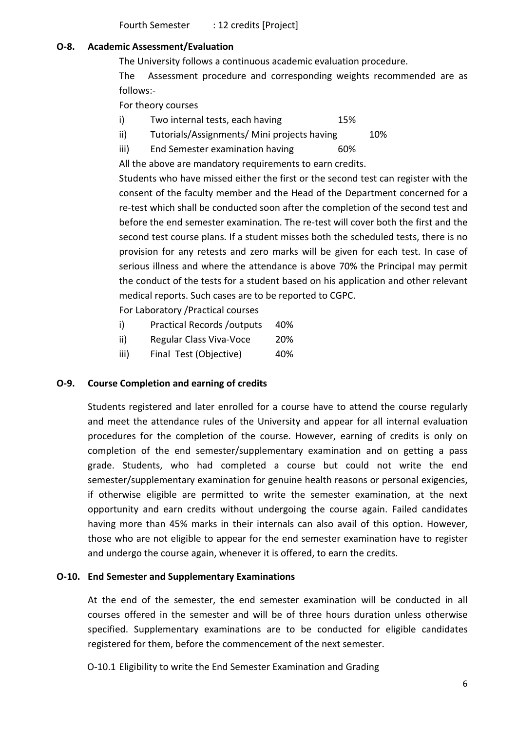Fourth Semester : 12 credits [Project]

## O-8. Academic Assessment/Evaluation

The University follows a continuous academic evaluation procedure.

The Assessment procedure and corresponding weights recommended are as follows:-

For theory courses

i) Two internal tests, each having 15%

ii) Tutorials/Assignments/ Mini projects having 10%

iii) End Semester examination having 60%

All the above are mandatory requirements to earn credits.

Students who have missed either the first or the second test can register with the consent of the faculty member and the Head of the Department concerned for a re-test which shall be conducted soon after the completion of the second test and before the end semester examination. The re-test will cover both the first and the second test course plans. If a student misses both the scheduled tests, there is no provision for any retests and zero marks will be given for each test. In case of serious illness and where the attendance is above 70% the Principal may permit the conduct of the tests for a student based on his application and other relevant medical reports. Such cases are to be reported to CGPC.

For Laboratory /Practical courses

i) Practical Records /outputs 40%

ii) Regular Class Viva-Voce 20%

iii) Final Test (Objective) 40%

## O-9. Course Completion and earning of credits

Students registered and later enrolled for a course have to attend the course regularly and meet the attendance rules of the University and appear for all internal evaluation procedures for the completion of the course. However, earning of credits is only on completion of the end semester/supplementary examination and on getting a pass grade. Students, who had completed a course but could not write the end semester/supplementary examination for genuine health reasons or personal exigencies, if otherwise eligible are permitted to write the semester examination, at the next opportunity and earn credits without undergoing the course again. Failed candidates having more than 45% marks in their internals can also avail of this option. However, those who are not eligible to appear for the end semester examination have to register and undergo the course again, whenever it is offered, to earn the credits.

## O-10. End Semester and Supplementary Examinations

At the end of the semester, the end semester examination will be conducted in all courses offered in the semester and will be of three hours duration unless otherwise specified. Supplementary examinations are to be conducted for eligible candidates registered for them, before the commencement of the next semester.

### O-10.1 Eligibility to write the End Semester Examination and Grading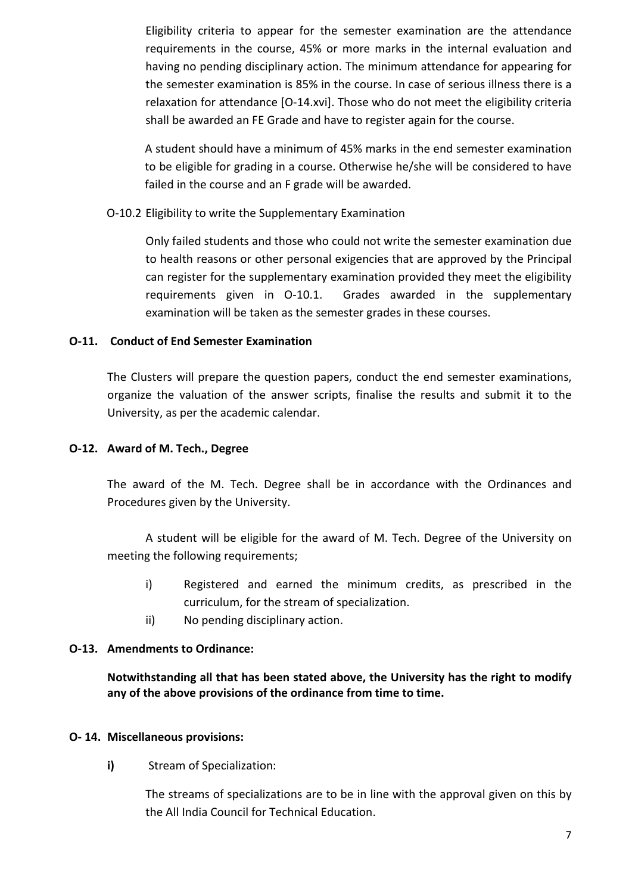Eligibility criteria to appear for the semester examination are the attendance requirements in the course, 45% or more marks in the internal evaluation and having no pending disciplinary action. The minimum attendance for appearing for the semester examination is 85% in the course. In case of serious illness there is a relaxation for attendance [O-14.xvi]. Those who do not meet the eligibility criteria shall be awarded an FE Grade and have to register again for the course.

A student should have a minimum of 45% marks in the end semester examination to be eligible for grading in a course. Otherwise he/she will be considered to have failed in the course and an F grade will be awarded.

O-10.2 Eligibility to write the Supplementary Examination

Only failed students and those who could not write the semester examination due to health reasons or other personal exigencies that are approved by the Principal can register for the supplementary examination provided they meet the eligibility requirements given in O-10.1. Grades awarded in the supplementary examination will be taken as the semester grades in these courses.

## O-11. Conduct of End Semester Examination

The Clusters will prepare the question papers, conduct the end semester examinations, organize the valuation of the answer scripts, finalise the results and submit it to the University, as per the academic calendar.

## O-12. Award of M. Tech., Degree

The award of the M. Tech. Degree shall be in accordance with the Ordinances and Procedures given by the University.

A student will be eligible for the award of M. Tech. Degree of the University on meeting the following requirements;

i) Registered and earned the minimum credits, as prescribed in the curriculum, for the stream of specialization.
ii) No pending disciplinary action.

## O-13. Amendments to Ordinance:

**Notwithstanding all that has been stated above, the University has the right to modify any of the above provisions of the ordinance from time to time.**

## O- 14. Miscellaneous provisions:

**i)** Stream of Specialization:

The streams of specializations are to be in line with the approval given on this by the All India Council for Technical Education.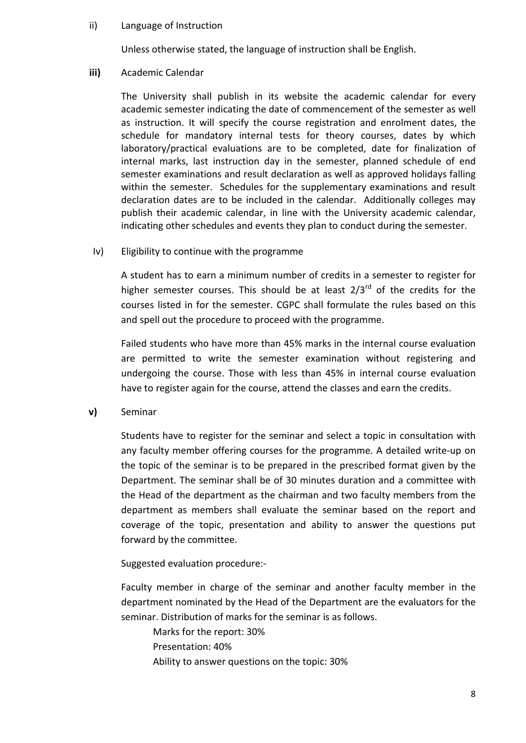ii) Language of Instruction

Unless otherwise stated, the language of instruction shall be English.

**iii)** Academic Calendar

The University shall publish in its website the academic calendar for every academic semester indicating the date of commencement of the semester as well as instruction. It will specify the course registration and enrolment dates, the schedule for mandatory internal tests for theory courses, dates by which laboratory/practical evaluations are to be completed, date for finalization of internal marks, last instruction day in the semester, planned schedule of end semester examinations and result declaration as well as approved holidays falling within the semester. Schedules for the supplementary examinations and result declaration dates are to be included in the calendar. Additionally colleges may publish their academic calendar, in line with the University academic calendar, indicating other schedules and events they plan to conduct during the semester.

Iv) Eligibility to continue with the programme

A student has to earn a minimum number of credits in a semester to register for higher semester courses. This should be at least 2/3rd of the credits for the courses listed in for the semester. CGPC shall formulate the rules based on this and spell out the procedure to proceed with the programme.

Failed students who have more than 45% marks in the internal course evaluation are permitted to write the semester examination without registering and undergoing the course. Those with less than 45% in internal course evaluation have to register again for the course, attend the classes and earn the credits.

**v)** Seminar

Students have to register for the seminar and select a topic in consultation with any faculty member offering courses for the programme. A detailed write-up on the topic of the seminar is to be prepared in the prescribed format given by the Department. The seminar shall be of 30 minutes duration and a committee with the Head of the department as the chairman and two faculty members from the department as members shall evaluate the seminar based on the report and coverage of the topic, presentation and ability to answer the questions put forward by the committee.

Suggested evaluation procedure:-

Faculty member in charge of the seminar and another faculty member in the department nominated by the Head of the Department are the evaluators for the seminar. Distribution of marks for the seminar is as follows.

Marks for the report: 30%

Presentation: 40%

Ability to answer questions on the topic: 30%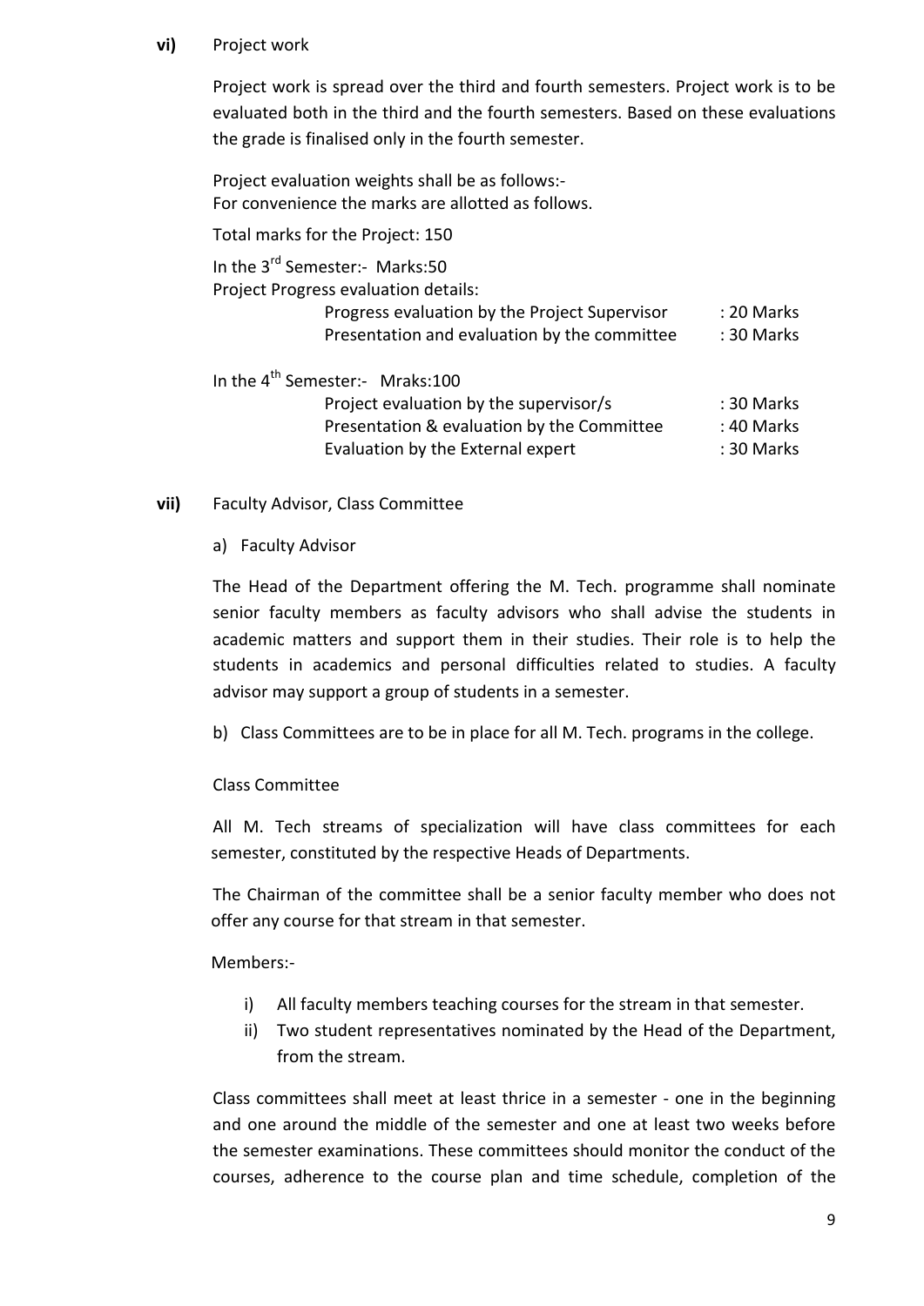**vi)** Project work

Project work is spread over the third and fourth semesters. Project work is to be evaluated both in the third and the fourth semesters. Based on these evaluations the grade is finalised only in the fourth semester.

Project evaluation weights shall be as follows:-
For convenience the marks are allotted as follows.

Total marks for the Project: 150

In the 3rd Semester:- Marks:50
Project Progress evaluation details:

| | |
|---|---|
| Progress evaluation by the Project Supervisor | : 20 Marks |
| Presentation and evaluation by the committee | : 30 Marks |

In the 4th Semester:- Mraks:100

| | |
|---|---|
| Project evaluation by the supervisor/s | : 30 Marks |
| Presentation & evaluation by the Committee | : 40 Marks |
| Evaluation by the External expert | : 30 Marks |

**vii)** Faculty Advisor, Class Committee

a) Faculty Advisor

The Head of the Department offering the M. Tech. programme shall nominate senior faculty members as faculty advisors who shall advise the students in academic matters and support them in their studies. Their role is to help the students in academics and personal difficulties related to studies. A faculty advisor may support a group of students in a semester.

b) Class Committees are to be in place for all M. Tech. programs in the college.

Class Committee

All M. Tech streams of specialization will have class committees for each semester, constituted by the respective Heads of Departments.

The Chairman of the committee shall be a senior faculty member who does not offer any course for that stream in that semester.

Members:-

i) All faculty members teaching courses for the stream in that semester.
ii) Two student representatives nominated by the Head of the Department, from the stream.

Class committees shall meet at least thrice in a semester - one in the beginning and one around the middle of the semester and one at least two weeks before the semester examinations. These committees should monitor the conduct of the courses, adherence to the course plan and time schedule, completion of the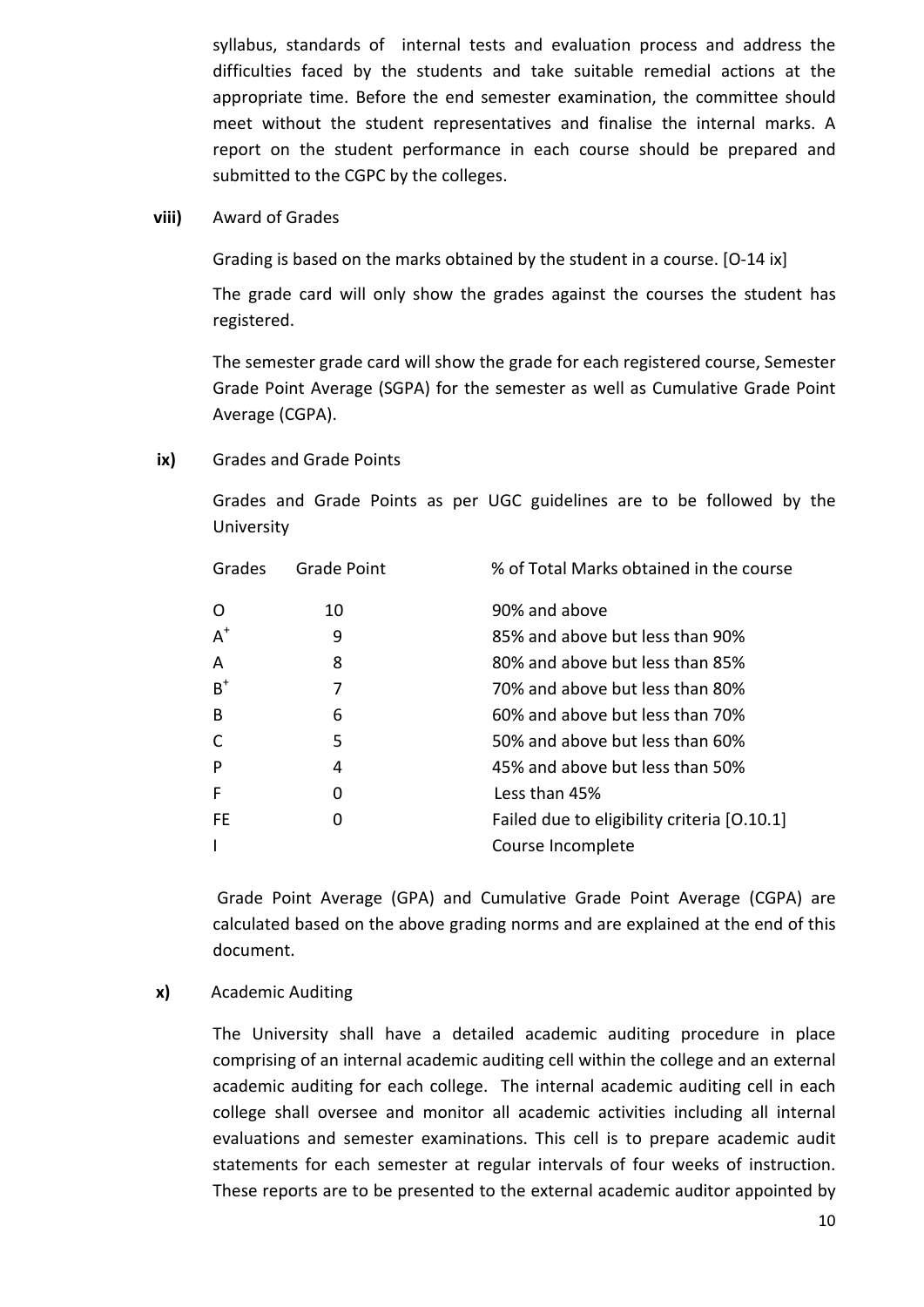syllabus, standards of internal tests and evaluation process and address the difficulties faced by the students and take suitable remedial actions at the appropriate time. Before the end semester examination, the committee should meet without the student representatives and finalise the internal marks. A report on the student performance in each course should be prepared and submitted to the CGPC by the colleges.

**viii)** Award of Grades

Grading is based on the marks obtained by the student in a course. [O-14 ix]

The grade card will only show the grades against the courses the student has registered.

The semester grade card will show the grade for each registered course, Semester Grade Point Average (SGPA) for the semester as well as Cumulative Grade Point Average (CGPA).

**ix)** Grades and Grade Points

Grades and Grade Points as per UGC guidelines are to be followed by the University

| Grades | Grade Point | % of Total Marks obtained in the course |
|---|---|---|
| O | 10 | 90% and above |
| $A^+$ | 9 | 85% and above but less than 90% |
| A | 8 | 80% and above but less than 85% |
| $B^+$ | 7 | 70% and above but less than 80% |
| B | 6 | 60% and above but less than 70% |
| C | 5 | 50% and above but less than 60% |
| P | 4 | 45% and above but less than 50% |
| F | 0 | Less than 45% |
| FE | 0 | Failed due to eligibility criteria [O.10.1] |
| I | | Course Incomplete |

Grade Point Average (GPA) and Cumulative Grade Point Average (CGPA) are calculated based on the above grading norms and are explained at the end of this document.

**x)** Academic Auditing

The University shall have a detailed academic auditing procedure in place comprising of an internal academic auditing cell within the college and an external academic auditing for each college. The internal academic auditing cell in each college shall oversee and monitor all academic activities including all internal evaluations and semester examinations. This cell is to prepare academic audit statements for each semester at regular intervals of four weeks of instruction. These reports are to be presented to the external academic auditor appointed by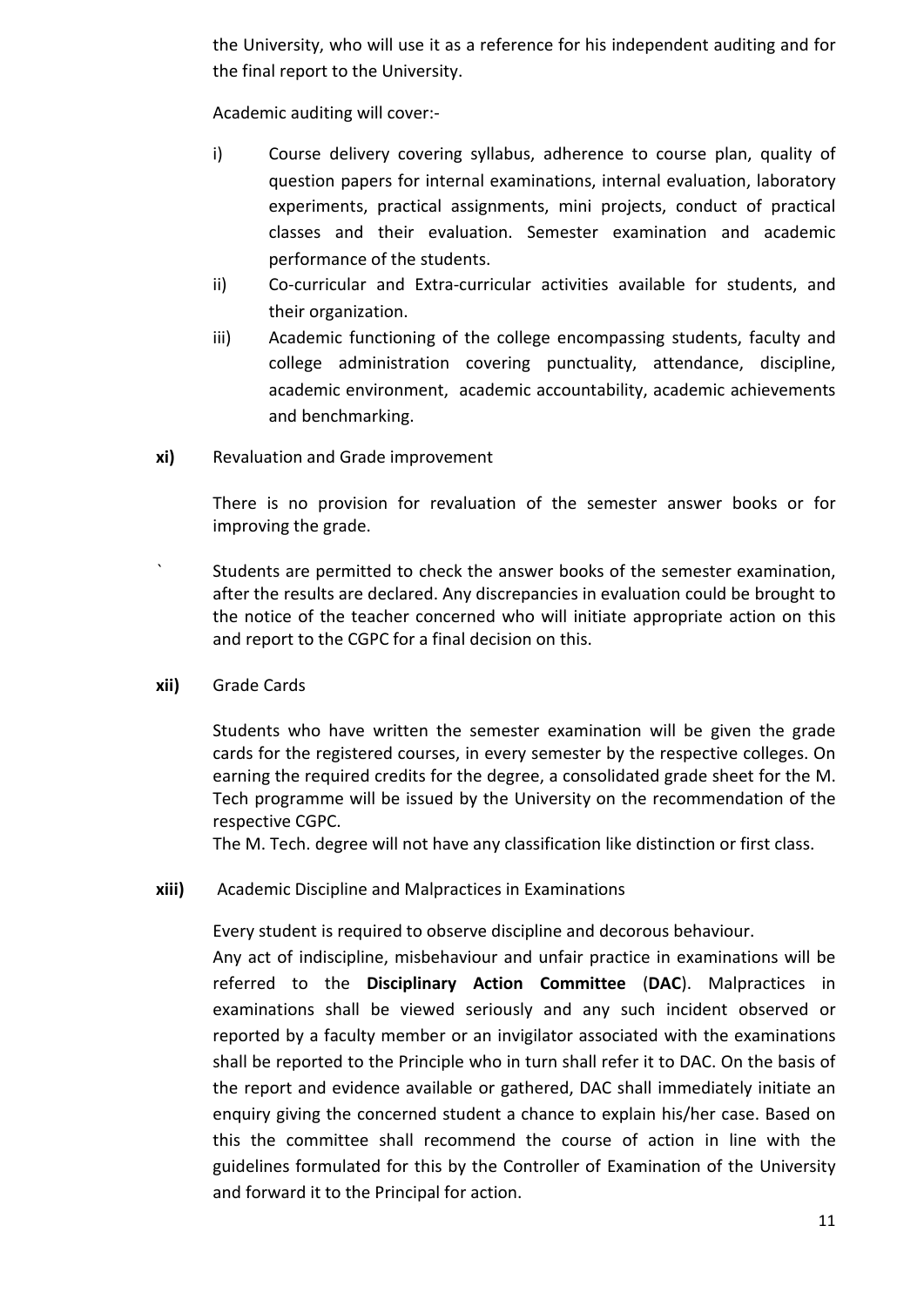the University, who will use it as a reference for his independent auditing and for the final report to the University.

Academic auditing will cover:-

i) Course delivery covering syllabus, adherence to course plan, quality of question papers for internal examinations, internal evaluation, laboratory experiments, practical assignments, mini projects, conduct of practical classes and their evaluation. Semester examination and academic performance of the students.

ii) Co-curricular and Extra-curricular activities available for students, and their organization.

iii) Academic functioning of the college encompassing students, faculty and college administration covering punctuality, attendance, discipline, academic environment, academic accountability, academic achievements and benchmarking.

**xi)** Revaluation and Grade improvement

There is no provision for revaluation of the semester answer books or for improving the grade.

` Students are permitted to check the answer books of the semester examination, after the results are declared. Any discrepancies in evaluation could be brought to the notice of the teacher concerned who will initiate appropriate action on this and report to the CGPC for a final decision on this.

**xii)** Grade Cards

Students who have written the semester examination will be given the grade cards for the registered courses, in every semester by the respective colleges. On earning the required credits for the degree, a consolidated grade sheet for the M. Tech programme will be issued by the University on the recommendation of the respective CGPC.

The M. Tech. degree will not have any classification like distinction or first class.

**xiii)** Academic Discipline and Malpractices in Examinations

Every student is required to observe discipline and decorous behaviour.

Any act of indiscipline, misbehaviour and unfair practice in examinations will be referred to the **Disciplinary Action Committee** (**DAC**). Malpractices in examinations shall be viewed seriously and any such incident observed or reported by a faculty member or an invigilator associated with the examinations shall be reported to the Principle who in turn shall refer it to DAC. On the basis of the report and evidence available or gathered, DAC shall immediately initiate an enquiry giving the concerned student a chance to explain his/her case. Based on this the committee shall recommend the course of action in line with the guidelines formulated for this by the Controller of Examination of the University and forward it to the Principal for action.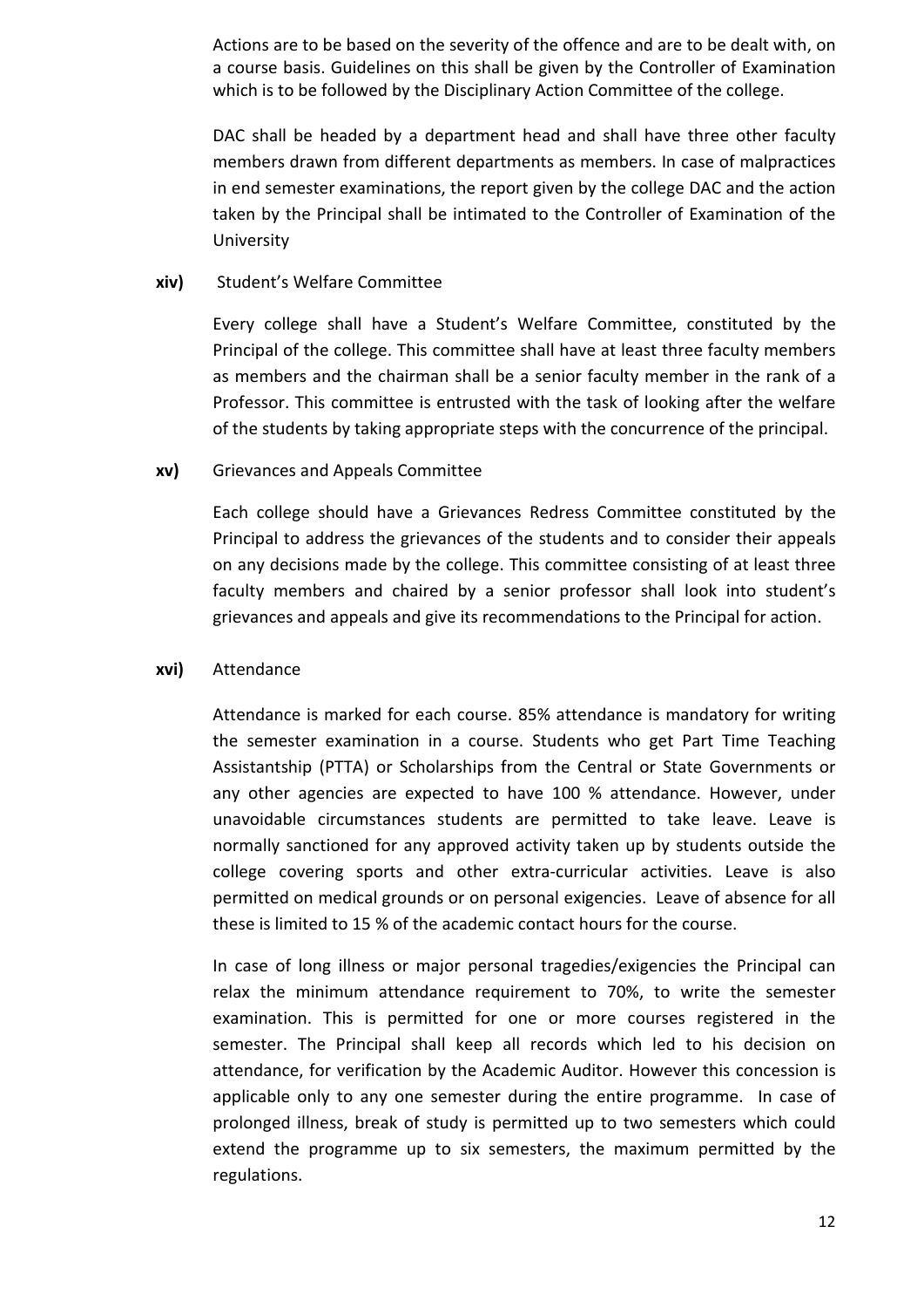Actions are to be based on the severity of the offence and are to be dealt with, on a course basis. Guidelines on this shall be given by the Controller of Examination which is to be followed by the Disciplinary Action Committee of the college.

DAC shall be headed by a department head and shall have three other faculty members drawn from different departments as members. In case of malpractices in end semester examinations, the report given by the college DAC and the action taken by the Principal shall be intimated to the Controller of Examination of the University

**xiv)** Student's Welfare Committee

Every college shall have a Student's Welfare Committee, constituted by the Principal of the college. This committee shall have at least three faculty members as members and the chairman shall be a senior faculty member in the rank of a Professor. This committee is entrusted with the task of looking after the welfare of the students by taking appropriate steps with the concurrence of the principal.

**xv)** Grievances and Appeals Committee

Each college should have a Grievances Redress Committee constituted by the Principal to address the grievances of the students and to consider their appeals on any decisions made by the college. This committee consisting of at least three faculty members and chaired by a senior professor shall look into student's grievances and appeals and give its recommendations to the Principal for action.

**xvi)** Attendance

Attendance is marked for each course. 85% attendance is mandatory for writing the semester examination in a course. Students who get Part Time Teaching Assistantship (PTTA) or Scholarships from the Central or State Governments or any other agencies are expected to have 100 % attendance. However, under unavoidable circumstances students are permitted to take leave. Leave is normally sanctioned for any approved activity taken up by students outside the college covering sports and other extra-curricular activities. Leave is also permitted on medical grounds or on personal exigencies. Leave of absence for all these is limited to 15 % of the academic contact hours for the course.

In case of long illness or major personal tragedies/exigencies the Principal can relax the minimum attendance requirement to 70%, to write the semester examination. This is permitted for one or more courses registered in the semester. The Principal shall keep all records which led to his decision on attendance, for verification by the Academic Auditor. However this concession is applicable only to any one semester during the entire programme. In case of prolonged illness, break of study is permitted up to two semesters which could extend the programme up to six semesters, the maximum permitted by the regulations.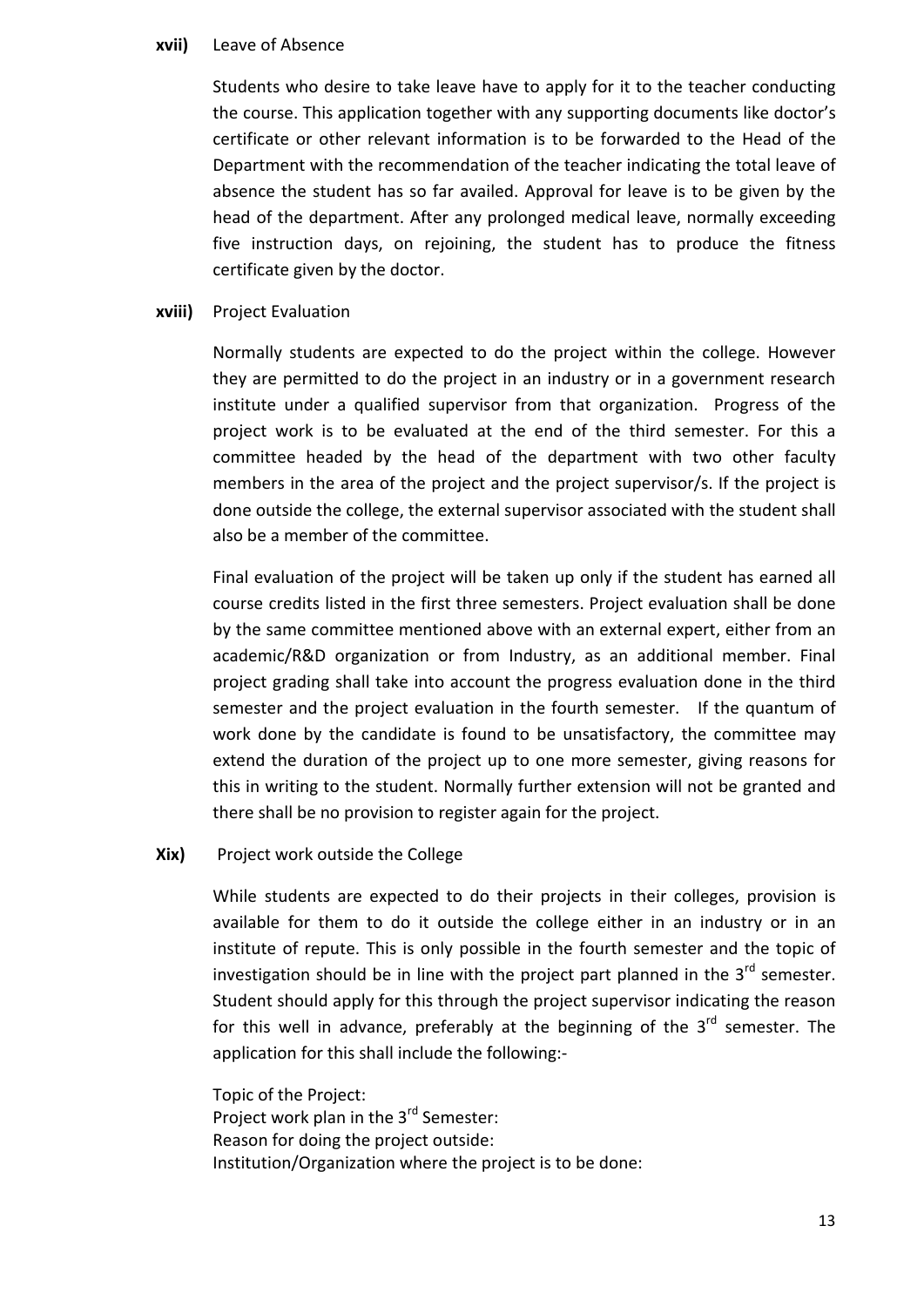**xvii)** Leave of Absence

Students who desire to take leave have to apply for it to the teacher conducting the course. This application together with any supporting documents like doctor's certificate or other relevant information is to be forwarded to the Head of the Department with the recommendation of the teacher indicating the total leave of absence the student has so far availed. Approval for leave is to be given by the head of the department. After any prolonged medical leave, normally exceeding five instruction days, on rejoining, the student has to produce the fitness certificate given by the doctor.

**xviii)** Project Evaluation

Normally students are expected to do the project within the college. However they are permitted to do the project in an industry or in a government research institute under a qualified supervisor from that organization. Progress of the project work is to be evaluated at the end of the third semester. For this a committee headed by the head of the department with two other faculty members in the area of the project and the project supervisor/s. If the project is done outside the college, the external supervisor associated with the student shall also be a member of the committee.

Final evaluation of the project will be taken up only if the student has earned all course credits listed in the first three semesters. Project evaluation shall be done by the same committee mentioned above with an external expert, either from an academic/R&D organization or from Industry, as an additional member. Final project grading shall take into account the progress evaluation done in the third semester and the project evaluation in the fourth semester. If the quantum of work done by the candidate is found to be unsatisfactory, the committee may extend the duration of the project up to one more semester, giving reasons for this in writing to the student. Normally further extension will not be granted and there shall be no provision to register again for the project.

**Xix)** Project work outside the College

While students are expected to do their projects in their colleges, provision is available for them to do it outside the college either in an industry or in an institute of repute. This is only possible in the fourth semester and the topic of investigation should be in line with the project part planned in the 3rd semester. Student should apply for this through the project supervisor indicating the reason for this well in advance, preferably at the beginning of the 3rd semester. The application for this shall include the following:-

Topic of the Project:
Project work plan in the 3rd Semester:
Reason for doing the project outside:
Institution/Organization where the project is to be done: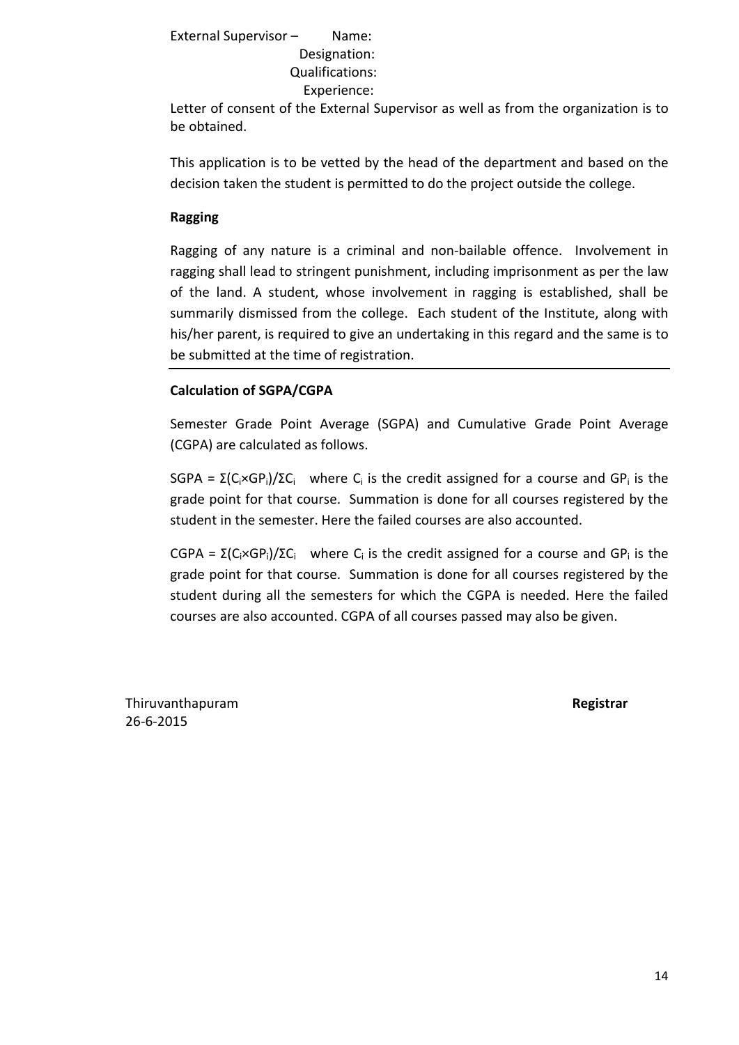External Supervisor – Name:
Designation:
Qualifications:
Experience:

Letter of consent of the External Supervisor as well as from the organization is to be obtained.

This application is to be vetted by the head of the department and based on the decision taken the student is permitted to do the project outside the college.

**Ragging**

Ragging of any nature is a criminal and non-bailable offence. Involvement in ragging shall lead to stringent punishment, including imprisonment as per the law of the land. A student, whose involvement in ragging is established, shall be summarily dismissed from the college. Each student of the Institute, along with his/her parent, is required to give an undertaking in this regard and the same is to be submitted at the time of registration.

---

**Calculation of SGPA/CGPA**

Semester Grade Point Average (SGPA) and Cumulative Grade Point Average (CGPA) are calculated as follows.

SGPA = $\Sigma(C_i \times GP_i)/\Sigma C_i$ where $C_i$ is the credit assigned for a course and $GP_i$ is the grade point for that course. Summation is done for all courses registered by the student in the semester. Here the failed courses are also accounted.

CGPA = $\Sigma(C_i \times GP_i)/\Sigma C_i$ where $C_i$ is the credit assigned for a course and $GP_i$ is the grade point for that course. Summation is done for all courses registered by the student during all the semesters for which the CGPA is needed. Here the failed courses are also accounted. CGPA of all courses passed may also be given.

Thiruvanthapuram
26-6-2015

**Registrar**